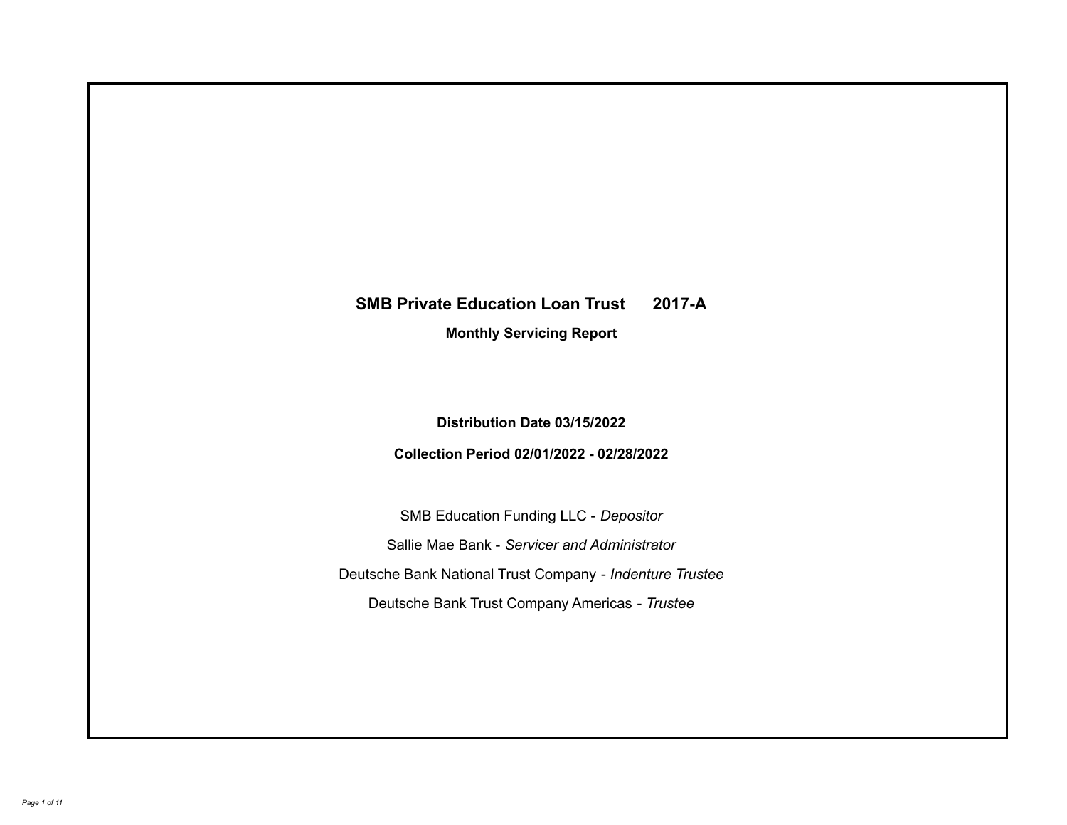# SMB Private Education Loan Trust 2017-A

**Monthly Servicing Report**

**Distribution Date 03/15/2022**

**Collection Period 02/01/2022 - 02/28/2022**

SMB Education Funding LLC - *Depositor*

Sallie Mae Bank - *Servicer and Administrator*

Deutsche Bank National Trust Company - *Indenture Trustee*

Deutsche Bank Trust Company Americas - *Trustee*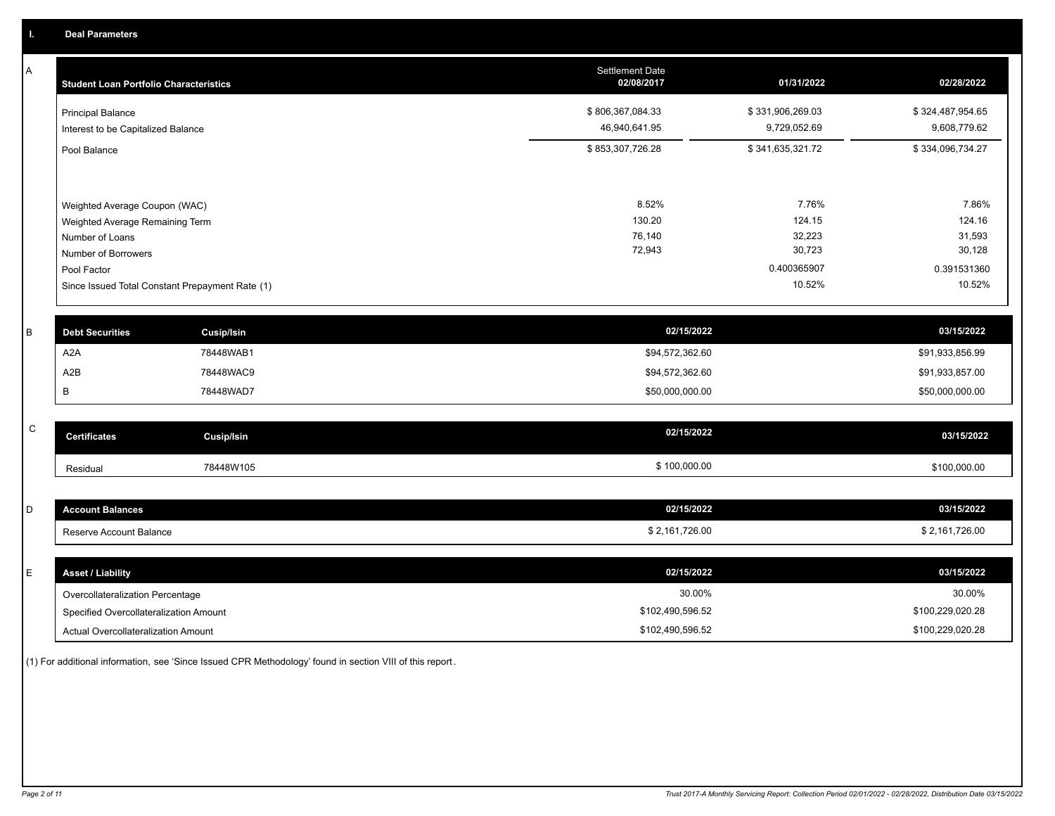## I. Deal Parameters

### A

| Student Loan Portfolio Characteristics | Settlement Date 02/08/2017 | 01/31/2022 | 02/28/2022 |
|---|---|---|---|
| Principal Balance | $ 806,367,084.33 | $ 331,906,269.03 | $ 324,487,954.65 |
| Interest to be Capitalized Balance | 46,940,641.95 | 9,729,052.69 | 9,608,779.62 |
| Pool Balance | $ 853,307,726.28 | $ 341,635,321.72 | $ 334,096,734.27 |
| Weighted Average Coupon (WAC) | 8.52% | 7.76% | 7.86% |
| Weighted Average Remaining Term | 130.20 | 124.15 | 124.16 |
| Number of Loans | 76,140 | 32,223 | 31,593 |
| Number of Borrowers | 72,943 | 30,723 | 30,128 |
| Pool Factor | | 0.400365907 | 0.391531360 |
| Since Issued Total Constant Prepayment Rate (1) | | 10.52% | 10.52% |

### B

| Debt Securities | Cusip/Isin | 02/15/2022 | 03/15/2022 |
|---|---|---|---|
| A2A | 78448WAB1 | $94,572,362.60 | $91,933,856.99 |
| A2B | 78448WAC9 | $94,572,362.60 | $91,933,857.00 |
| B | 78448WAD7 | $50,000,000.00 | $50,000,000.00 |

### C

| Certificates | Cusip/Isin | 02/15/2022 | 03/15/2022 |
|---|---|---|---|
| Residual | 78448W105 | $ 100,000.00 | $100,000.00 |

### D

| Account Balances | 02/15/2022 | 03/15/2022 |
|---|---|---|
| Reserve Account Balance | $ 2,161,726.00 | $ 2,161,726.00 |

### E

| Asset / Liability | 02/15/2022 | 03/15/2022 |
|---|---|---|
| Overcollateralization Percentage | 30.00% | 30.00% |
| Specified Overcollateralization Amount | $102,490,596.52 | $100,229,020.28 |
| Actual Overcollateralization Amount | $102,490,596.52 | $100,229,020.28 |

(1) For additional information, see 'Since Issued CPR Methodology' found in section VIII of this report.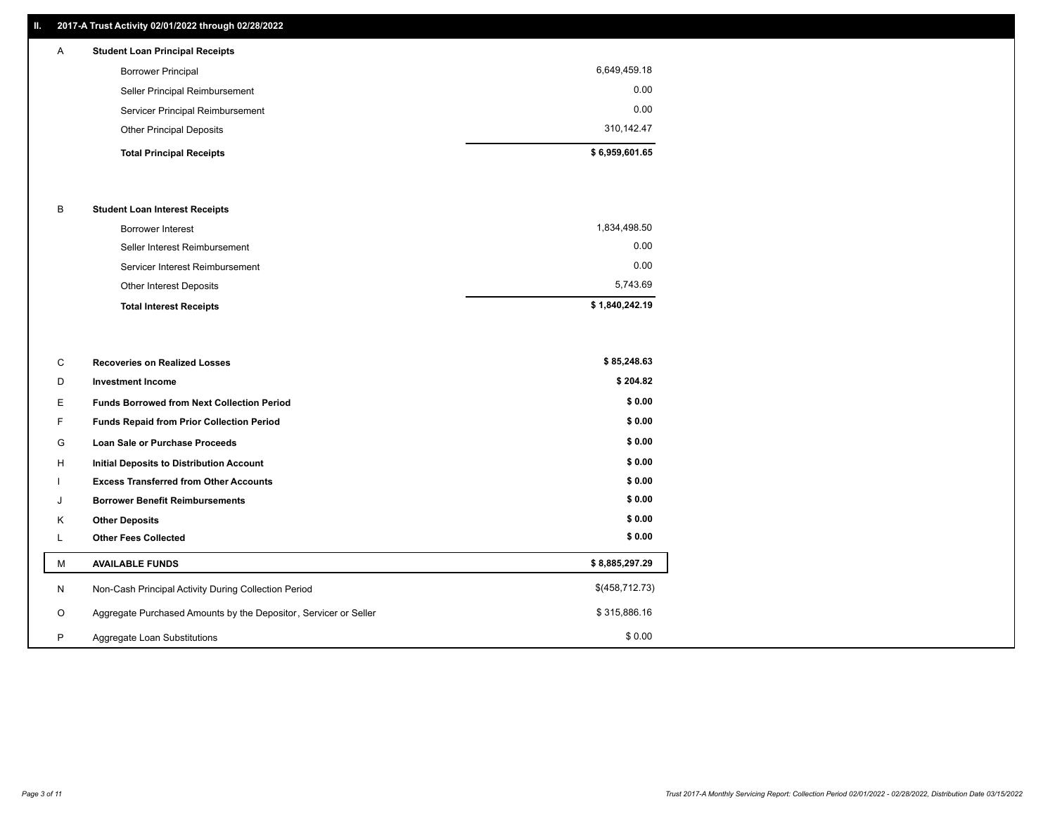## II. 2017-A Trust Activity 02/01/2022 through 02/28/2022

| | | |
|---|---|---|
| A | **Student Loan Principal Receipts** | |
| | Borrower Principal | 6,649,459.18 |
| | Seller Principal Reimbursement | 0.00 |
| | Servicer Principal Reimbursement | 0.00 |
| | Other Principal Deposits | 310,142.47 |
| | **Total Principal Receipts** | **$ 6,959,601.65** |
| B | **Student Loan Interest Receipts** | |
| | Borrower Interest | 1,834,498.50 |
| | Seller Interest Reimbursement | 0.00 |
| | Servicer Interest Reimbursement | 0.00 |
| | Other Interest Deposits | 5,743.69 |
| | **Total Interest Receipts** | **$ 1,840,242.19** |
| C | **Recoveries on Realized Losses** | **$ 85,248.63** |
| D | **Investment Income** | **$ 204.82** |
| E | **Funds Borrowed from Next Collection Period** | **$ 0.00** |
| F | **Funds Repaid from Prior Collection Period** | **$ 0.00** |
| G | **Loan Sale or Purchase Proceeds** | **$ 0.00** |
| H | **Initial Deposits to Distribution Account** | **$ 0.00** |
| I | **Excess Transferred from Other Accounts** | **$ 0.00** |
| J | **Borrower Benefit Reimbursements** | **$ 0.00** |
| K | **Other Deposits** | **$ 0.00** |
| L | **Other Fees Collected** | **$ 0.00** |
| M | **AVAILABLE FUNDS** | **$ 8,885,297.29** |
| N | Non-Cash Principal Activity During Collection Period | $(458,712.73) |
| O | Aggregate Purchased Amounts by the Depositor, Servicer or Seller | $ 315,886.16 |
| P | Aggregate Loan Substitutions | $ 0.00 |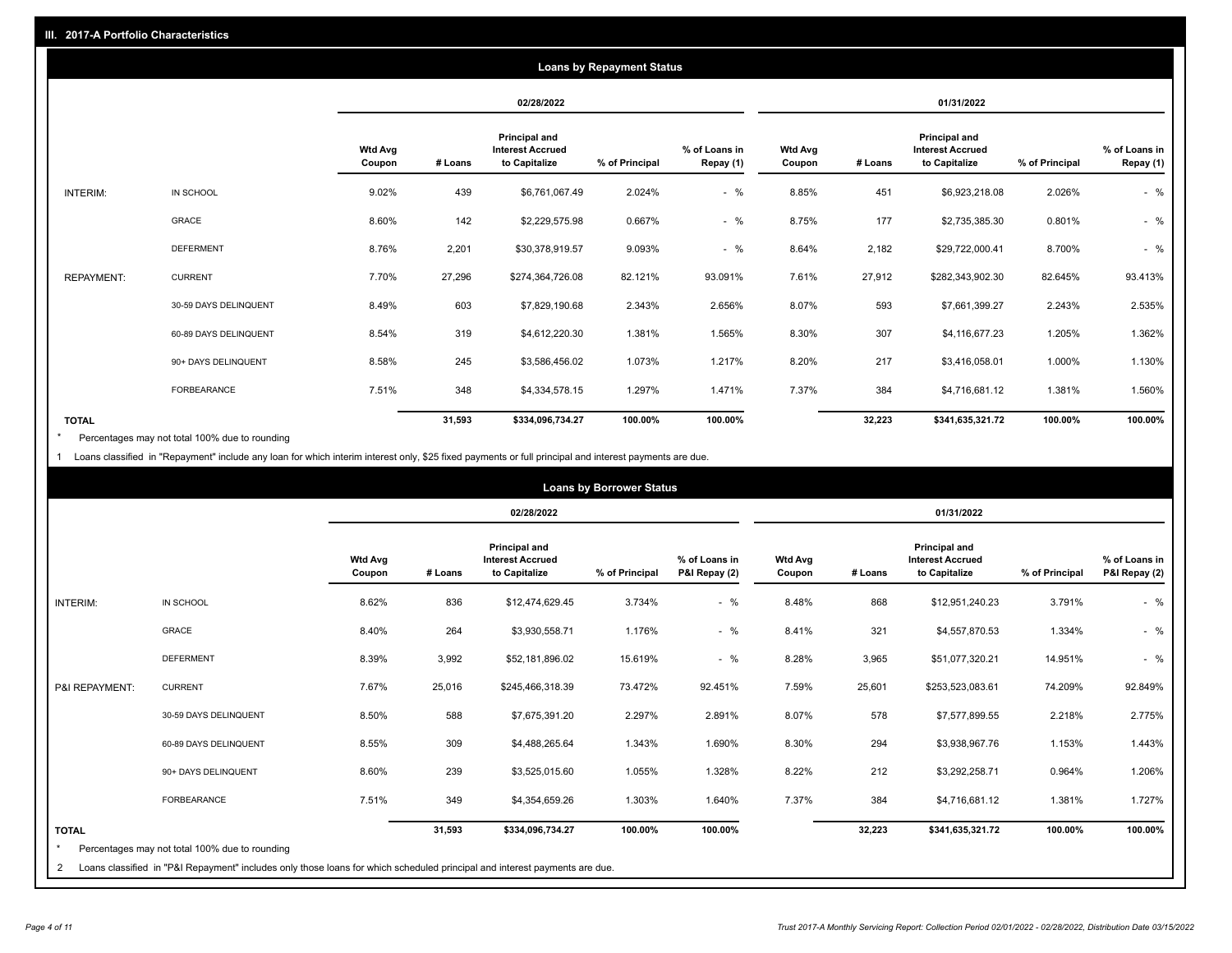## III. 2017-A Portfolio Characteristics

### Loans by Repayment Status

| | | 02/28/2022 | | | | | 01/31/2022 | | | | |
|---|---|---|---|---|---|---|---|---|---|---|---|
| | | Wtd Avg Coupon | # Loans | Principal and Interest Accrued to Capitalize | % of Principal | % of Loans in Repay (1) | Wtd Avg Coupon | # Loans | Principal and Interest Accrued to Capitalize | % of Principal | % of Loans in Repay (1) |
| INTERIM: | IN SCHOOL | 9.02% | 439 | $6,761,067.49 | 2.024% | - % | 8.85% | 451 | $6,923,218.08 | 2.026% | - % |
| | GRACE | 8.60% | 142 | $2,229,575.98 | 0.667% | - % | 8.75% | 177 | $2,735,385.30 | 0.801% | - % |
| | DEFERMENT | 8.76% | 2,201 | $30,378,919.57 | 9.093% | - % | 8.64% | 2,182 | $29,722,000.41 | 8.700% | - % |
| REPAYMENT: | CURRENT | 7.70% | 27,296 | $274,364,726.08 | 82.121% | 93.091% | 7.61% | 27,912 | $282,343,902.30 | 82.645% | 93.413% |
| | 30-59 DAYS DELINQUENT | 8.49% | 603 | $7,829,190.68 | 2.343% | 2.656% | 8.07% | 593 | $7,661,399.27 | 2.243% | 2.535% |
| | 60-89 DAYS DELINQUENT | 8.54% | 319 | $4,612,220.30 | 1.381% | 1.565% | 8.30% | 307 | $4,116,677.23 | 1.205% | 1.362% |
| | 90+ DAYS DELINQUENT | 8.58% | 245 | $3,586,456.02 | 1.073% | 1.217% | 8.20% | 217 | $3,416,058.01 | 1.000% | 1.130% |
| | FORBEARANCE | 7.51% | 348 | $4,334,578.15 | 1.297% | 1.471% | 7.37% | 384 | $4,716,681.12 | 1.381% | 1.560% |
| TOTAL | | | 31,593 | $334,096,734.27 | 100.00% | 100.00% | | 32,223 | $341,635,321.72 | 100.00% | 100.00% |

\* Percentages may not total 100% due to rounding

1 Loans classified in "Repayment" include any loan for which interim interest only, $25 fixed payments or full principal and interest payments are due.

### Loans by Borrower Status

| | | 02/28/2022 | | | | | 01/31/2022 | | | | |
|---|---|---|---|---|---|---|---|---|---|---|---|
| | | Wtd Avg Coupon | # Loans | Principal and Interest Accrued to Capitalize | % of Principal | % of Loans in P&I Repay (2) | Wtd Avg Coupon | # Loans | Principal and Interest Accrued to Capitalize | % of Principal | % of Loans in P&I Repay (2) |
| INTERIM: | IN SCHOOL | 8.62% | 836 | $12,474,629.45 | 3.734% | - % | 8.48% | 868 | $12,951,240.23 | 3.791% | - % |
| | GRACE | 8.40% | 264 | $3,930,558.71 | 1.176% | - % | 8.41% | 321 | $4,557,870.53 | 1.334% | - % |
| | DEFERMENT | 8.39% | 3,992 | $52,181,896.02 | 15.619% | - % | 8.28% | 3,965 | $51,077,320.21 | 14.951% | - % |
| P&I REPAYMENT: | CURRENT | 7.67% | 25,016 | $245,466,318.39 | 73.472% | 92.451% | 7.59% | 25,601 | $253,523,083.61 | 74.209% | 92.849% |
| | 30-59 DAYS DELINQUENT | 8.50% | 588 | $7,675,391.20 | 2.297% | 2.891% | 8.07% | 578 | $7,577,899.55 | 2.218% | 2.775% |
| | 60-89 DAYS DELINQUENT | 8.55% | 309 | $4,488,265.64 | 1.343% | 1.690% | 8.30% | 294 | $3,938,967.76 | 1.153% | 1.443% |
| | 90+ DAYS DELINQUENT | 8.60% | 239 | $3,525,015.60 | 1.055% | 1.328% | 8.22% | 212 | $3,292,258.71 | 0.964% | 1.206% |
| | FORBEARANCE | 7.51% | 349 | $4,354,659.26 | 1.303% | 1.640% | 7.37% | 384 | $4,716,681.12 | 1.381% | 1.727% |
| TOTAL | | | 31,593 | $334,096,734.27 | 100.00% | 100.00% | | 32,223 | $341,635,321.72 | 100.00% | 100.00% |

\* Percentages may not total 100% due to rounding

2 Loans classified in "P&I Repayment" includes only those loans for which scheduled principal and interest payments are due.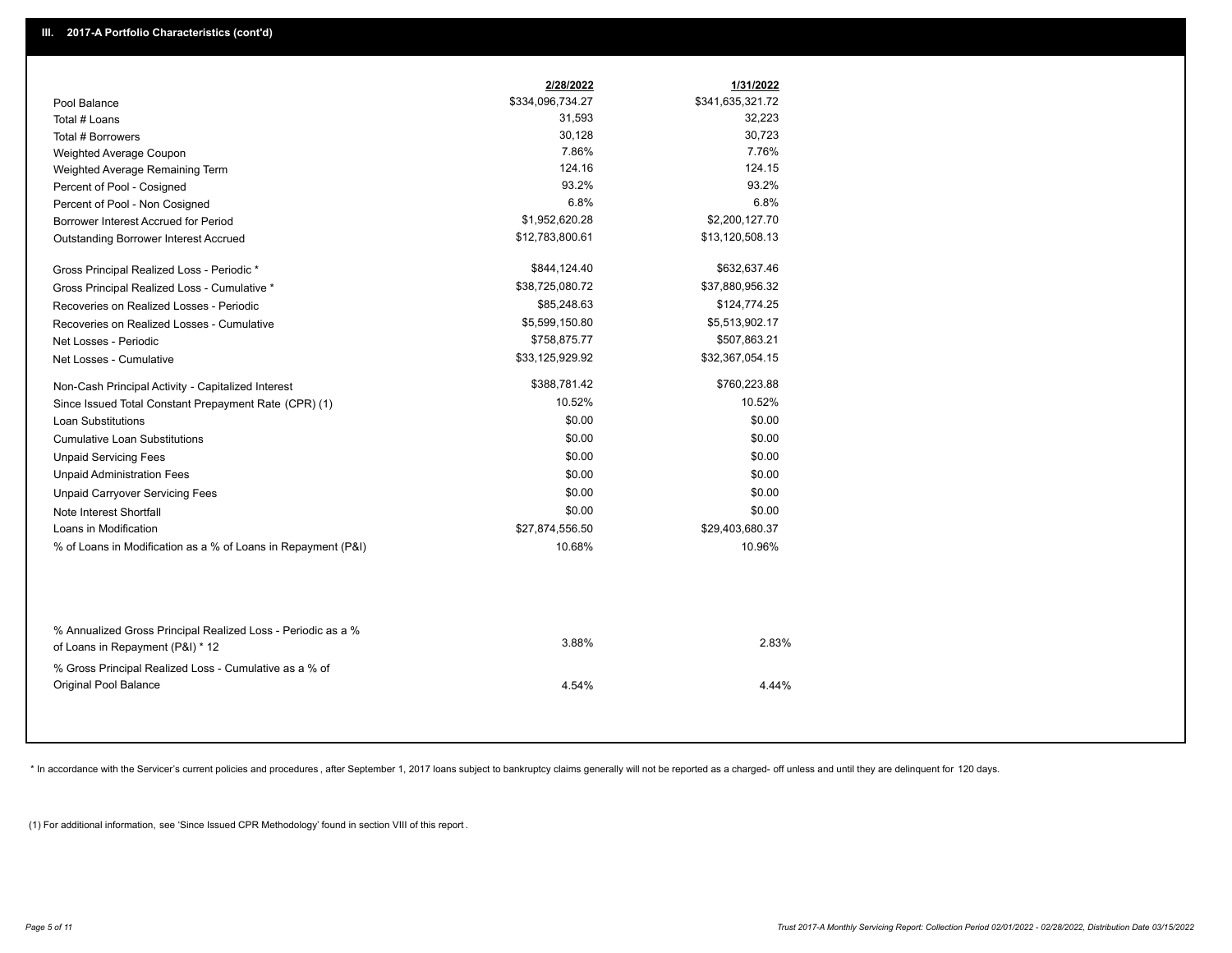## III. 2017-A Portfolio Characteristics (cont'd)

| | 2/28/2022 | 1/31/2022 |
|---|---|---|
| Pool Balance | $334,096,734.27 | $341,635,321.72 |
| Total # Loans | 31,593 | 32,223 |
| Total # Borrowers | 30,128 | 30,723 |
| Weighted Average Coupon | 7.86% | 7.76% |
| Weighted Average Remaining Term | 124.16 | 124.15 |
| Percent of Pool - Cosigned | 93.2% | 93.2% |
| Percent of Pool - Non Cosigned | 6.8% | 6.8% |
| Borrower Interest Accrued for Period | $1,952,620.28 | $2,200,127.70 |
| Outstanding Borrower Interest Accrued | $12,783,800.61 | $13,120,508.13 |
| Gross Principal Realized Loss - Periodic * | $844,124.40 | $632,637.46 |
| Gross Principal Realized Loss - Cumulative * | $38,725,080.72 | $37,880,956.32 |
| Recoveries on Realized Losses - Periodic | $85,248.63 | $124,774.25 |
| Recoveries on Realized Losses - Cumulative | $5,599,150.80 | $5,513,902.17 |
| Net Losses - Periodic | $758,875.77 | $507,863.21 |
| Net Losses - Cumulative | $33,125,929.92 | $32,367,054.15 |
| Non-Cash Principal Activity - Capitalized Interest | $388,781.42 | $760,223.88 |
| Since Issued Total Constant Prepayment Rate (CPR) (1) | 10.52% | 10.52% |
| Loan Substitutions | $0.00 | $0.00 |
| Cumulative Loan Substitutions | $0.00 | $0.00 |
| Unpaid Servicing Fees | $0.00 | $0.00 |
| Unpaid Administration Fees | $0.00 | $0.00 |
| Unpaid Carryover Servicing Fees | $0.00 | $0.00 |
| Note Interest Shortfall | $0.00 | $0.00 |
| Loans in Modification | $27,874,556.50 | $29,403,680.37 |
| % of Loans in Modification as a % of Loans in Repayment (P&I) | 10.68% | 10.96% |
| % Annualized Gross Principal Realized Loss - Periodic as a % of Loans in Repayment (P&I) * 12 | 3.88% | 2.83% |
| % Gross Principal Realized Loss - Cumulative as a % of Original Pool Balance | 4.54% | 4.44% |

* In accordance with the Servicer's current policies and procedures , after September 1, 2017 loans subject to bankruptcy claims generally will not be reported as a charged- off unless and until they are delinquent for 120 days.

(1) For additional information, see 'Since Issued CPR Methodology' found in section VIII of this report .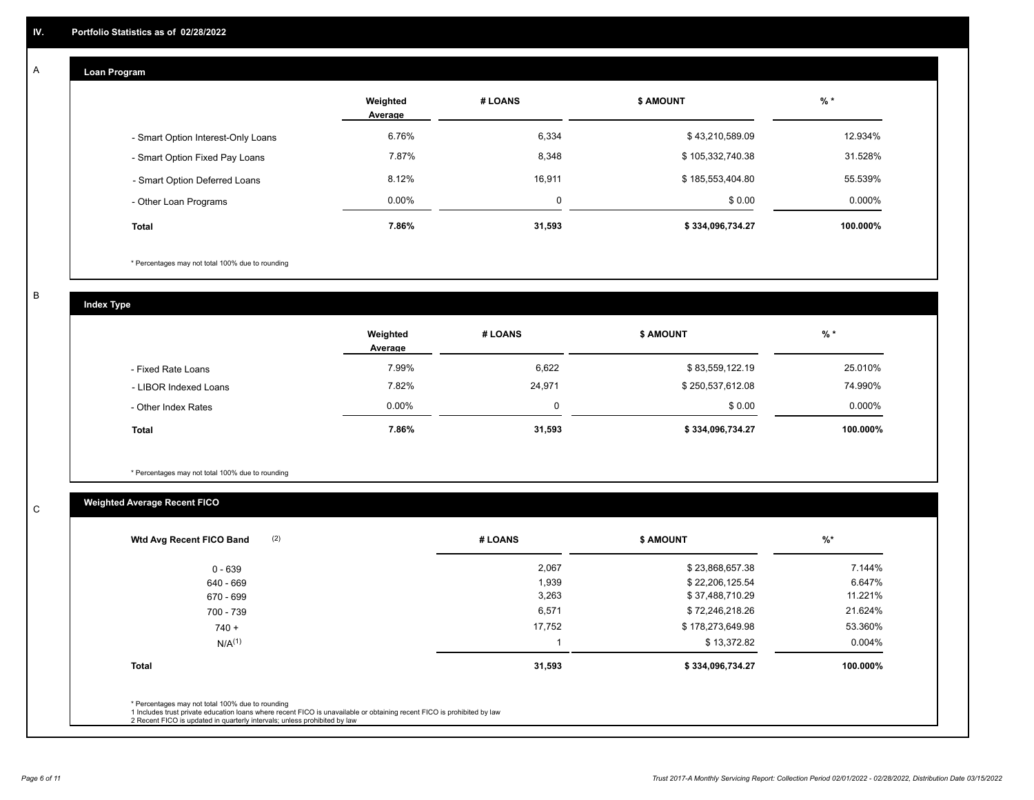## IV. Portfolio Statistics as of 02/28/2022

### A. Loan Program

| | Weighted Average | # LOANS | $ AMOUNT | % * |
|---|---|---|---|---|
| - Smart Option Interest-Only Loans | 6.76% | 6,334 | $ 43,210,589.09 | 12.934% |
| - Smart Option Fixed Pay Loans | 7.87% | 8,348 | $ 105,332,740.38 | 31.528% |
| - Smart Option Deferred Loans | 8.12% | 16,911 | $ 185,553,404.80 | 55.539% |
| - Other Loan Programs | 0.00% | 0 | $ 0.00 | 0.000% |
| **Total** | **7.86%** | **31,593** | **$ 334,096,734.27** | **100.000%** |

* Percentages may not total 100% due to rounding

### B. Index Type

| | Weighted Average | # LOANS | $ AMOUNT | % * |
|---|---|---|---|---|
| - Fixed Rate Loans | 7.99% | 6,622 | $ 83,559,122.19 | 25.010% |
| - LIBOR Indexed Loans | 7.82% | 24,971 | $ 250,537,612.08 | 74.990% |
| - Other Index Rates | 0.00% | 0 | $ 0.00 | 0.000% |
| **Total** | **7.86%** | **31,593** | **$ 334,096,734.27** | **100.000%** |

* Percentages may not total 100% due to rounding

### C. Weighted Average Recent FICO

| Wtd Avg Recent FICO Band (2) | # LOANS | $ AMOUNT | %* |
|---|---|---|---|
| 0 - 639 | 2,067 | $ 23,868,657.38 | 7.144% |
| 640 - 669 | 1,939 | $ 22,206,125.54 | 6.647% |
| 670 - 699 | 3,263 | $ 37,488,710.29 | 11.221% |
| 700 - 739 | 6,571 | $ 72,246,218.26 | 21.624% |
| 740 + | 17,752 | $ 178,273,649.98 | 53.360% |
| N/A(1) | 1 | $ 13,372.82 | 0.004% |
| **Total** | **31,593** | **$ 334,096,734.27** | **100.000%** |

* Percentages may not total 100% due to rounding
1 Includes trust private education loans where recent FICO is unavailable or obtaining recent FICO is prohibited by law
2 Recent FICO is updated in quarterly intervals; unless prohibited by law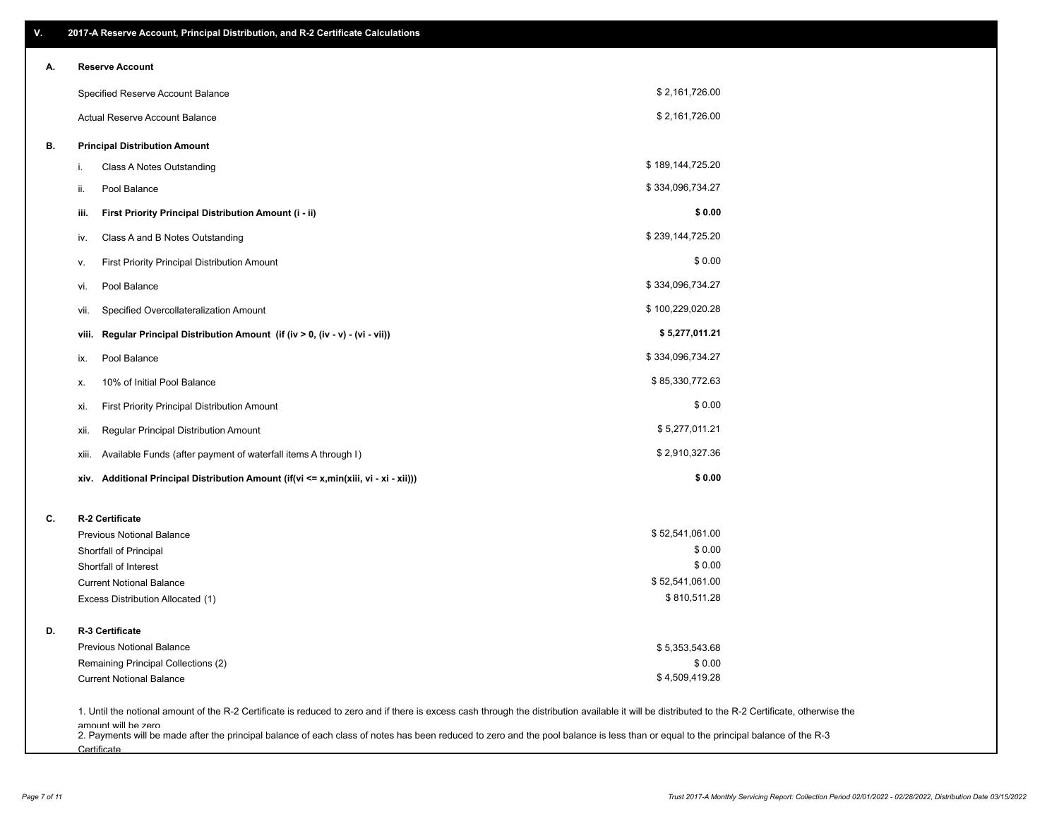## V. 2017-A Reserve Account, Principal Distribution, and R-2 Certificate Calculations

### A. Reserve Account

| | |
|---|---|
| Specified Reserve Account Balance | $ 2,161,726.00 |
| Actual Reserve Account Balance | $ 2,161,726.00 |

### B. Principal Distribution Amount

| | | |
|---|---|---|
| i. | Class A Notes Outstanding | $ 189,144,725.20 |
| ii. | Pool Balance | $ 334,096,734.27 |
| **iii.** | **First Priority Principal Distribution Amount (i - ii)** | **$ 0.00** |
| iv. | Class A and B Notes Outstanding | $ 239,144,725.20 |
| v. | First Priority Principal Distribution Amount | $ 0.00 |
| vi. | Pool Balance | $ 334,096,734.27 |
| vii. | Specified Overcollateralization Amount | $ 100,229,020.28 |
| **viii.** | **Regular Principal Distribution Amount (if (iv > 0, (iv - v) - (vi - vii))** | **$ 5,277,011.21** |
| ix. | Pool Balance | $ 334,096,734.27 |
| x. | 10% of Initial Pool Balance | $ 85,330,772.63 |
| xi. | First Priority Principal Distribution Amount | $ 0.00 |
| xii. | Regular Principal Distribution Amount | $ 5,277,011.21 |
| xiii. | Available Funds (after payment of waterfall items A through I) | $ 2,910,327.36 |
| **xiv.** | **Additional Principal Distribution Amount (if(vi <= x,min(xiii, vi - xi - xii)))** | **$ 0.00** |

### C. R-2 Certificate

| | |
|---|---|
| Previous Notional Balance | $ 52,541,061.00 |
| Shortfall of Principal | $ 0.00 |
| Shortfall of Interest | $ 0.00 |
| Current Notional Balance | $ 52,541,061.00 |
| Excess Distribution Allocated (1) | $ 810,511.28 |

### D. R-3 Certificate

| | |
|---|---|
| Previous Notional Balance | $ 5,353,543.68 |
| Remaining Principal Collections (2) | $ 0.00 |
| Current Notional Balance | $ 4,509,419.28 |

1. Until the notional amount of the R-2 Certificate is reduced to zero and if there is excess cash through the distribution available it will be distributed to the R-2 Certificate, otherwise the amount will be zero

2. Payments will be made after the principal balance of each class of notes has been reduced to zero and the pool balance is less than or equal to the principal balance of the R-3 Certificate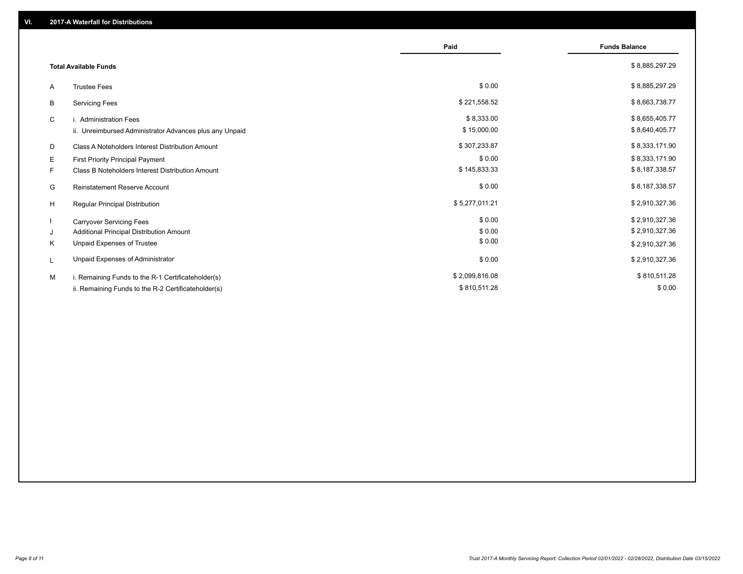## VI. 2017-A Waterfall for Distributions

| | | Paid | Funds Balance |
|---|---|---|---|
| | **Total Available Funds** | | $ 8,885,297.29 |
| A | Trustee Fees | $ 0.00 | $ 8,885,297.29 |
| B | Servicing Fees | $ 221,558.52 | $ 8,663,738.77 |
| C | i. Administration Fees | $ 8,333.00 | $ 8,655,405.77 |
| | ii. Unreimbursed Administrator Advances plus any Unpaid | $ 15,000.00 | $ 8,640,405.77 |
| D | Class A Noteholders Interest Distribution Amount | $ 307,233.87 | $ 8,333,171.90 |
| E | First Priority Principal Payment | $ 0.00 | $ 8,333,171.90 |
| F | Class B Noteholders Interest Distribution Amount | $ 145,833.33 | $ 8,187,338.57 |
| G | Reinstatement Reserve Account | $ 0.00 | $ 8,187,338.57 |
| H | Regular Principal Distribution | $ 5,277,011.21 | $ 2,910,327.36 |
| I | Carryover Servicing Fees | $ 0.00 | $ 2,910,327.36 |
| J | Additional Principal Distribution Amount | $ 0.00 | $ 2,910,327.36 |
| K | Unpaid Expenses of Trustee | $ 0.00 | $ 2,910,327.36 |
| L | Unpaid Expenses of Administrator | $ 0.00 | $ 2,910,327.36 |
| M | i. Remaining Funds to the R-1 Certificateholder(s) | $ 2,099,816.08 | $ 810,511.28 |
| | ii. Remaining Funds to the R-2 Certificateholder(s) | $ 810,511.28 | $ 0.00 |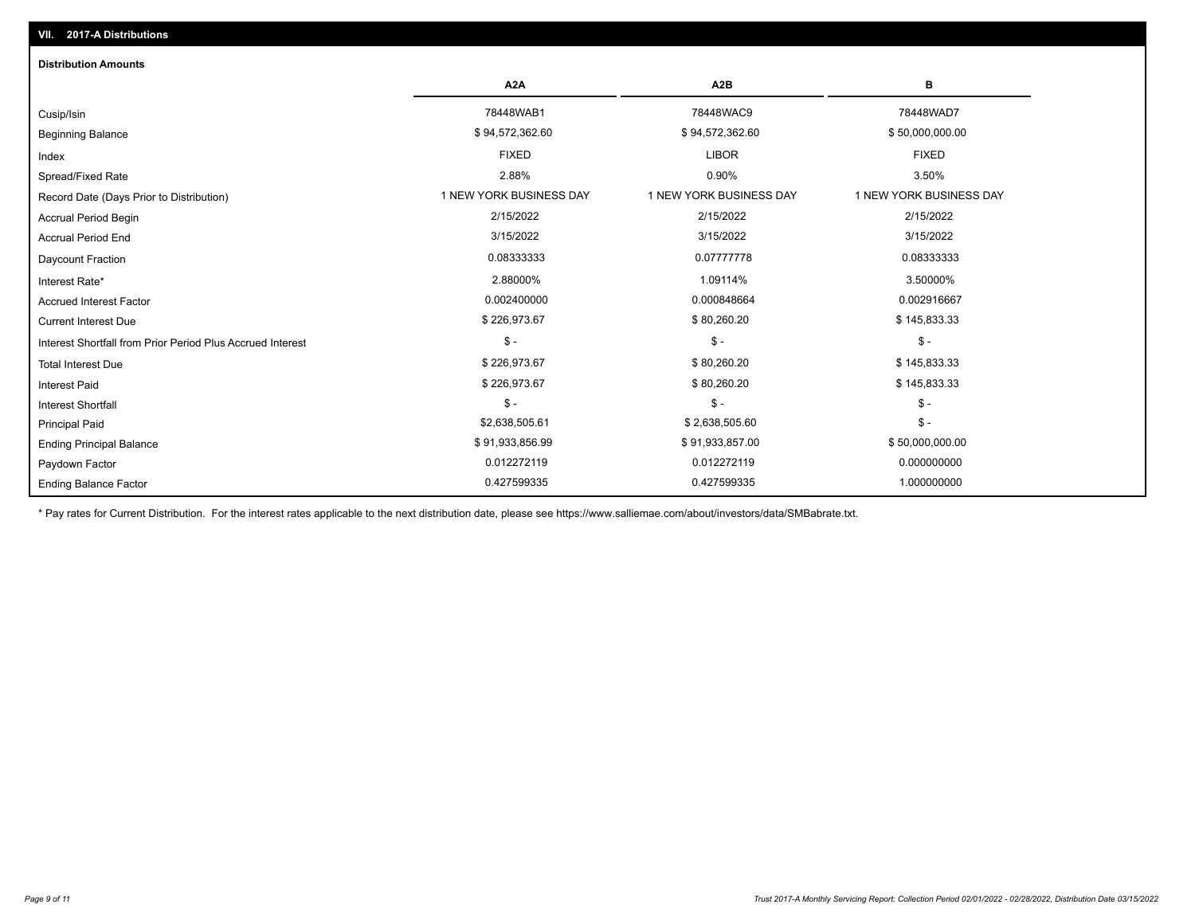## VII. 2017-A Distributions

### Distribution Amounts

| | A2A | A2B | B |
|---|---|---|---|
| Cusip/Isin | 78448WAB1 | 78448WAC9 | 78448WAD7 |
| Beginning Balance | $ 94,572,362.60 | $ 94,572,362.60 | $ 50,000,000.00 |
| Index | FIXED | LIBOR | FIXED |
| Spread/Fixed Rate | 2.88% | 0.90% | 3.50% |
| Record Date (Days Prior to Distribution) | 1 NEW YORK BUSINESS DAY | 1 NEW YORK BUSINESS DAY | 1 NEW YORK BUSINESS DAY |
| Accrual Period Begin | 2/15/2022 | 2/15/2022 | 2/15/2022 |
| Accrual Period End | 3/15/2022 | 3/15/2022 | 3/15/2022 |
| Daycount Fraction | 0.08333333 | 0.07777778 | 0.08333333 |
| Interest Rate* | 2.88000% | 1.09114% | 3.50000% |
| Accrued Interest Factor | 0.002400000 | 0.000848664 | 0.002916667 |
| Current Interest Due | $ 226,973.67 | $ 80,260.20 | $ 145,833.33 |
| Interest Shortfall from Prior Period Plus Accrued Interest | $ - | $ - | $ - |
| Total Interest Due | $ 226,973.67 | $ 80,260.20 | $ 145,833.33 |
| Interest Paid | $ 226,973.67 | $ 80,260.20 | $ 145,833.33 |
| Interest Shortfall | $ - | $ - | $ - |
| Principal Paid | $2,638,505.61 | $ 2,638,505.60 | $ - |
| Ending Principal Balance | $ 91,933,856.99 | $ 91,933,857.00 | $ 50,000,000.00 |
| Paydown Factor | 0.012272119 | 0.012272119 | 0.000000000 |
| Ending Balance Factor | 0.427599335 | 0.427599335 | 1.000000000 |

* Pay rates for Current Distribution. For the interest rates applicable to the next distribution date, please see https://www.salliemae.com/about/investors/data/SMBabrate.txt.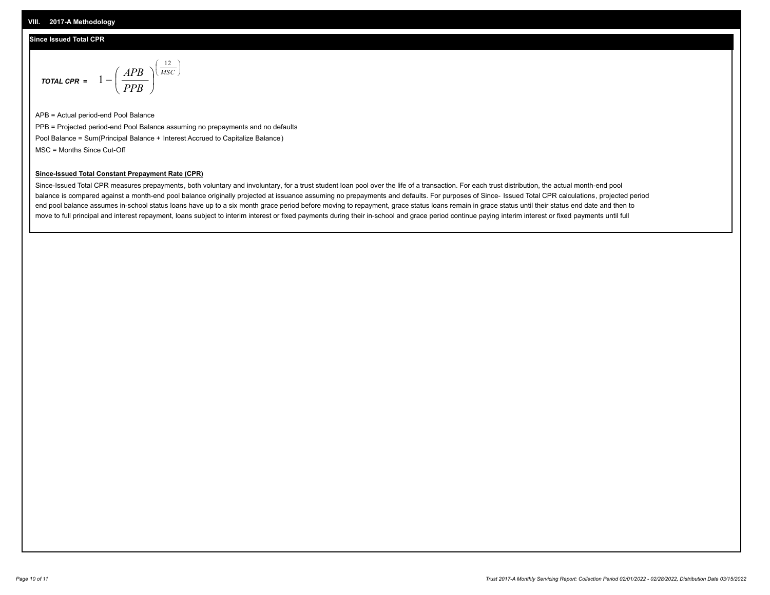## VIII. 2017-A Methodology

### Since Issued Total CPR

$$\textit{TOTAL CPR} = 1 - \left( \frac{APB}{PPB} \right)^{\left( \frac{12}{MSC} \right)}$$

APB = Actual period-end Pool Balance

PPB = Projected period-end Pool Balance assuming no prepayments and no defaults

Pool Balance = Sum(Principal Balance + Interest Accrued to Capitalize Balance)

MSC = Months Since Cut-Off

**Since-Issued Total Constant Prepayment Rate (CPR)**

Since-Issued Total CPR measures prepayments, both voluntary and involuntary, for a trust student loan pool over the life of a transaction. For each trust distribution, the actual month-end pool balance is compared against a month-end pool balance originally projected at issuance assuming no prepayments and defaults. For purposes of Since- Issued Total CPR calculations, projected period end pool balance assumes in-school status loans have up to a six month grace period before moving to repayment, grace status loans remain in grace status until their status end date and then to move to full principal and interest repayment, loans subject to interim interest or fixed payments during their in-school and grace period continue paying interim interest or fixed payments until full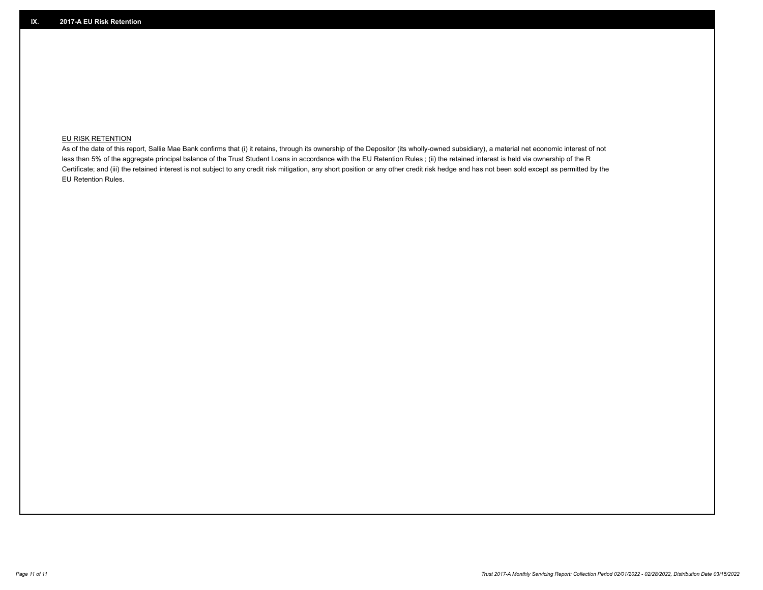## IX. 2017-A EU Risk Retention

EU RISK RETENTION

As of the date of this report, Sallie Mae Bank confirms that (i) it retains, through its ownership of the Depositor (its wholly-owned subsidiary), a material net economic interest of not less than 5% of the aggregate principal balance of the Trust Student Loans in accordance with the EU Retention Rules ; (ii) the retained interest is held via ownership of the R Certificate; and (iii) the retained interest is not subject to any credit risk mitigation, any short position or any other credit risk hedge and has not been sold except as permitted by the EU Retention Rules.